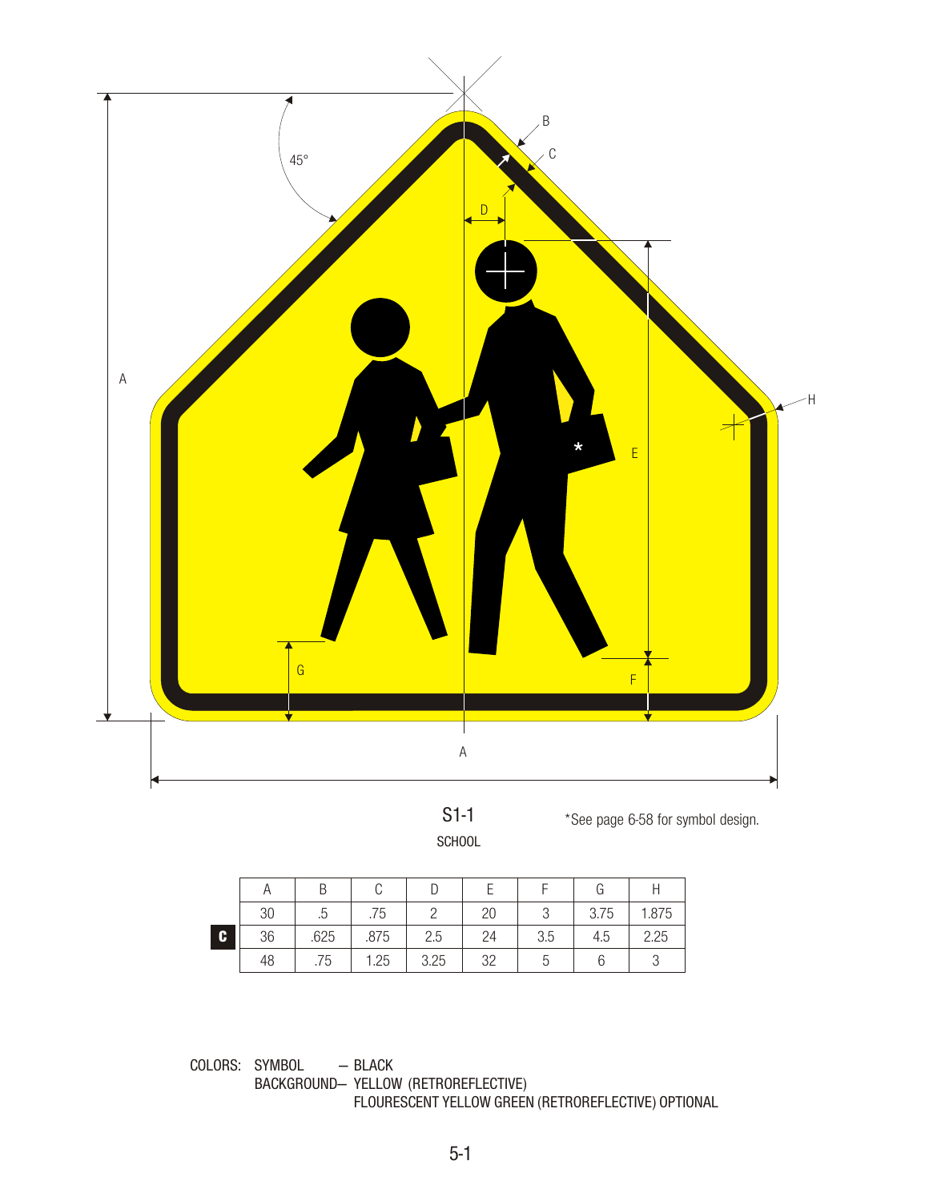S1-1

SCHOOL

*See page 6-58 for symbol design.

| | A | B | C | D | E | F | G | H |
|---|---|---|---|---|---|---|---|---|
| | 30 | .5 | .75 | 2 | 20 | 3 | 3.75 | 1.875 |
| **C** | 36 | .625 | .875 | 2.5 | 24 | 3.5 | 4.5 | 2.25 |
| | 48 | .75 | 1.25 | 3.25 | 32 | 5 | 6 | 3 |

COLORS: SYMBOL — BLACK
BACKGROUND— YELLOW (RETROREFLECTIVE)
FLOURESCENT YELLOW GREEN (RETROREFLECTIVE) OPTIONAL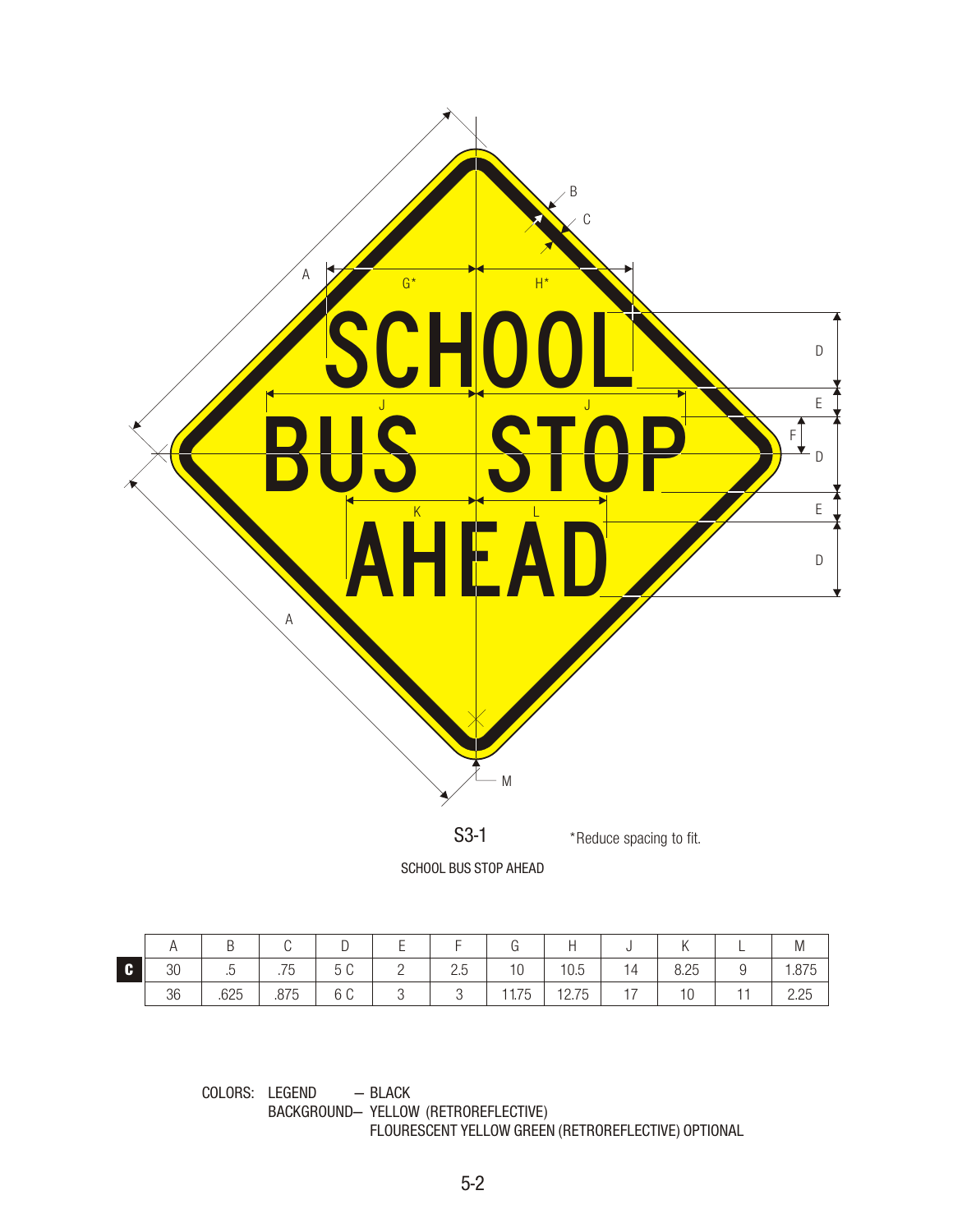S3-1

*Reduce spacing to fit.

SCHOOL BUS STOP AHEAD

| | A | B | C | D | E | F | G | H | J | K | L | M |
|---|---|---|---|---|---|---|---|---|---|---|---|---|
| C | 30 | .5 | .75 | 5 C | 2 | 2.5 | 10 | 10.5 | 14 | 8.25 | 9 | 1.875 |
| | 36 | .625 | .875 | 6 C | 3 | 3 | 11.75 | 12.75 | 17 | 10 | 11 | 2.25 |

COLORS: LEGEND — BLACK
BACKGROUND— YELLOW (RETROREFLECTIVE)
FLOURESCENT YELLOW GREEN (RETROREFLECTIVE) OPTIONAL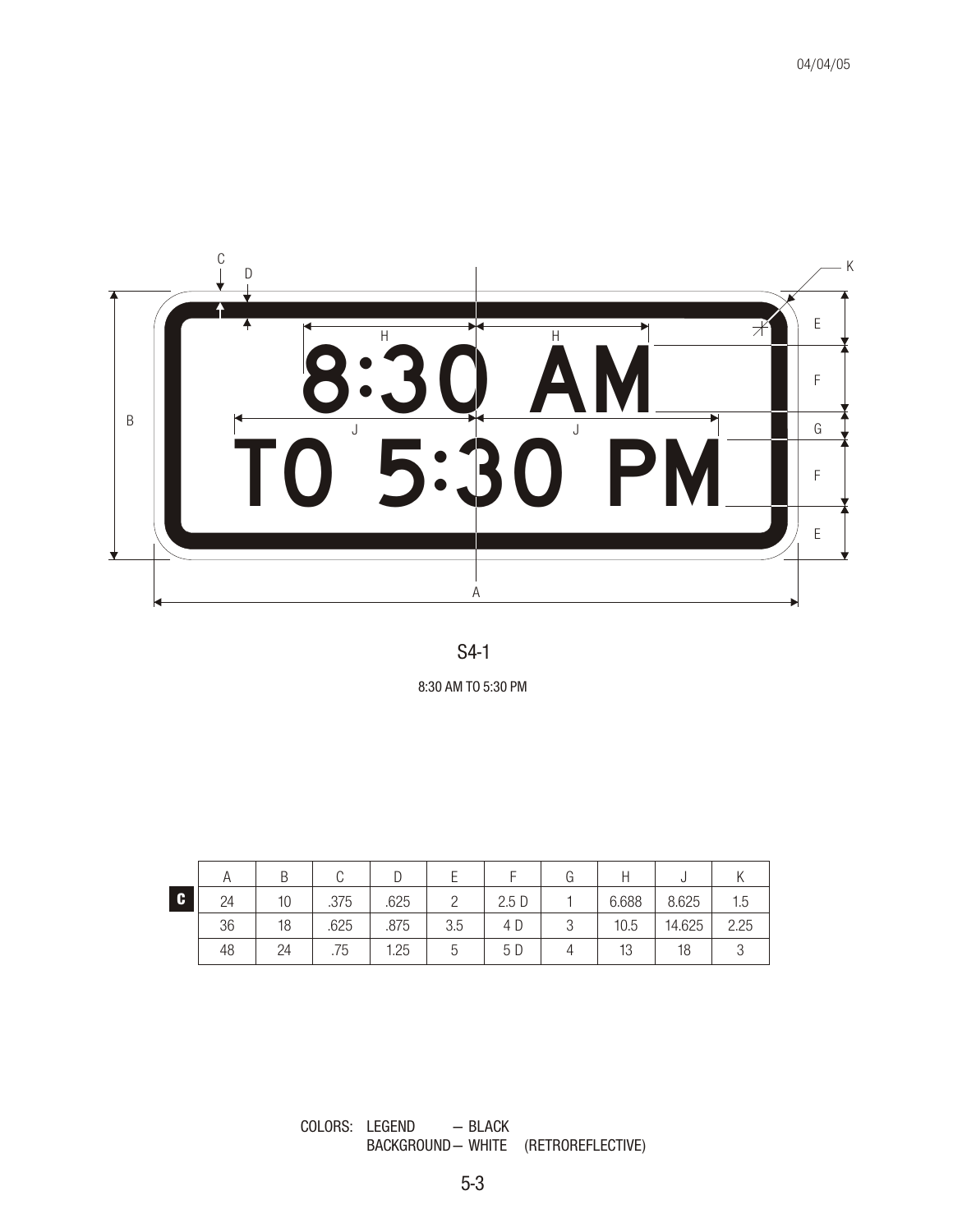8:30 AM
TO 5:30 PM

S4-1

8:30 AM TO 5:30 PM

| | A | B | C | D | E | F | G | H | J | K |
|---|---|---|---|---|---|---|---|---|---|---|
| **C** | 24 | 10 | .375 | .625 | 2 | 2.5 D | 1 | 6.688 | 8.625 | 1.5 |
| | 36 | 18 | .625 | .875 | 3.5 | 4 D | 3 | 10.5 | 14.625 | 2.25 |
| | 48 | 24 | .75 | 1.25 | 5 | 5 D | 4 | 13 | 18 | 3 |

COLORS: LEGEND — BLACK
BACKGROUND — WHITE (RETROREFLECTIVE)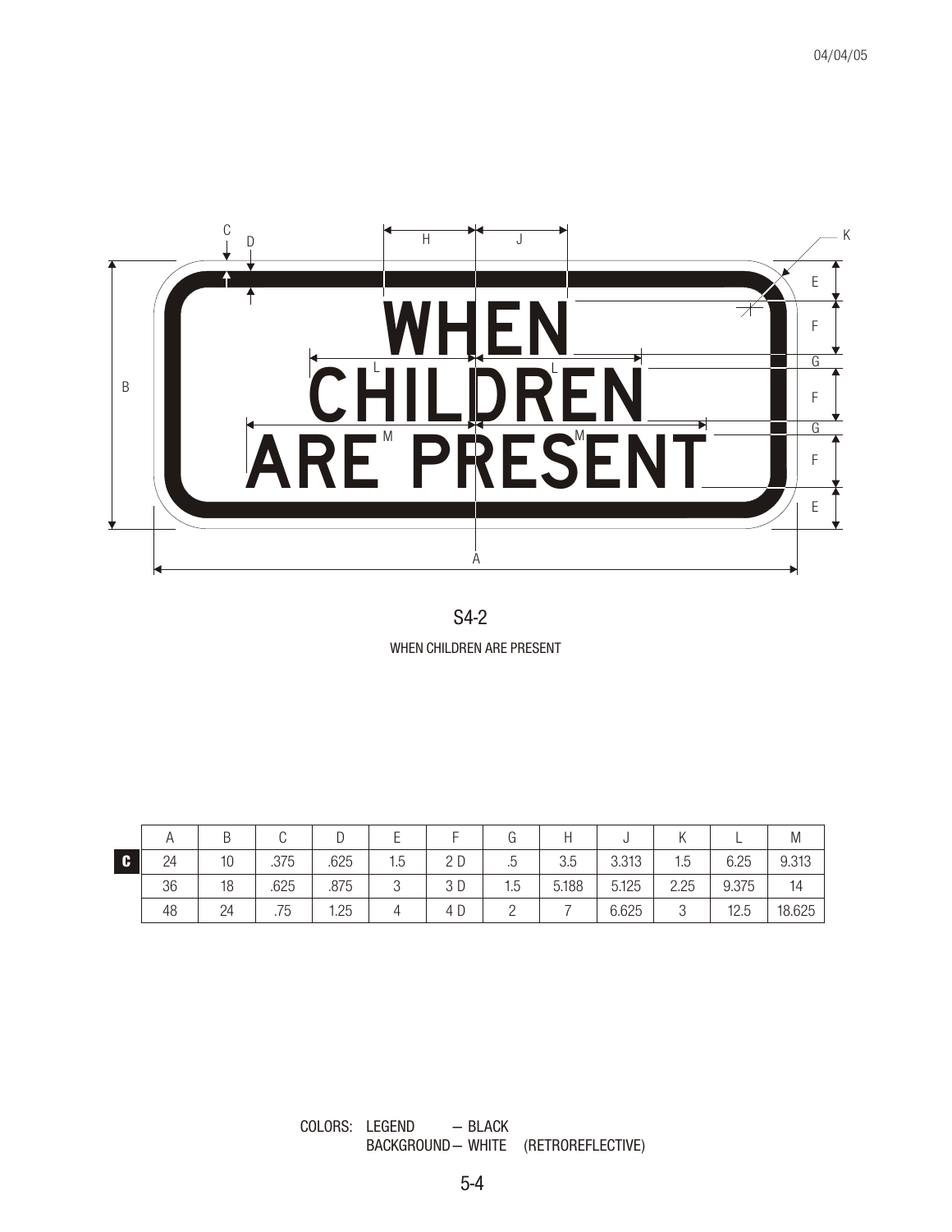S4-2

WHEN CHILDREN ARE PRESENT

| | A | B | C | D | E | F | G | H | J | K | L | M |
|---|---|---|---|---|---|---|---|---|---|---|---|---|
| C | 24 | 10 | .375 | .625 | 1.5 | 2 D | .5 | 3.5 | 3.313 | 1.5 | 6.25 | 9.313 |
| | 36 | 18 | .625 | .875 | 3 | 3 D | 1.5 | 5.188 | 5.125 | 2.25 | 9.375 | 14 |
| | 48 | 24 | .75 | 1.25 | 4 | 4 D | 2 | 7 | 6.625 | 3 | 12.5 | 18.625 |

COLORS: LEGEND — BLACK
BACKGROUND — WHITE (RETROREFLECTIVE)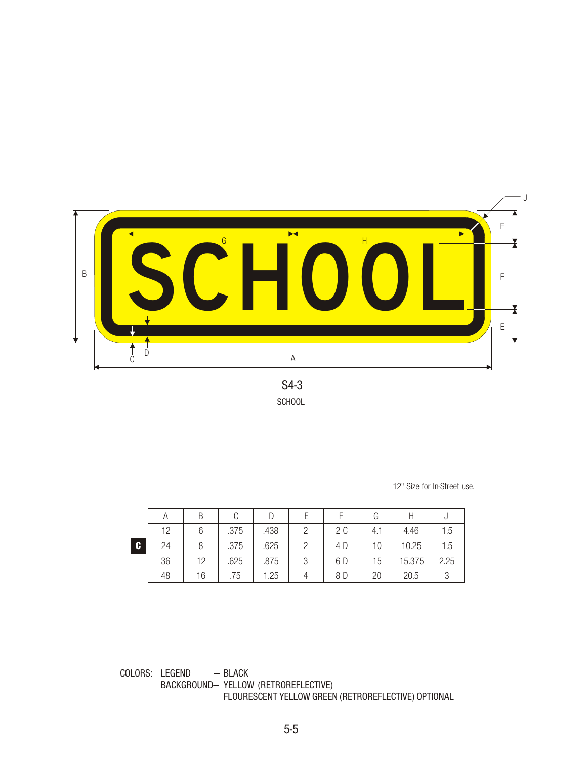S4-3

SCHOOL

12" Size for In-Street use.

| | A | B | C | D | E | F | G | H | J |
|---|---|---|---|---|---|---|---|---|---|
| | 12 | 6 | .375 | .438 | 2 | 2 C | 4.1 | 4.46 | 1.5 |
| **C** | 24 | 8 | .375 | .625 | 2 | 4 D | 10 | 10.25 | 1.5 |
| | 36 | 12 | .625 | .875 | 3 | 6 D | 15 | 15.375 | 2.25 |
| | 48 | 16 | .75 | 1.25 | 4 | 8 D | 20 | 20.5 | 3 |

COLORS: LEGEND — BLACK
BACKGROUND— YELLOW (RETROREFLECTIVE)
FLOURESCENT YELLOW GREEN (RETROREFLECTIVE) OPTIONAL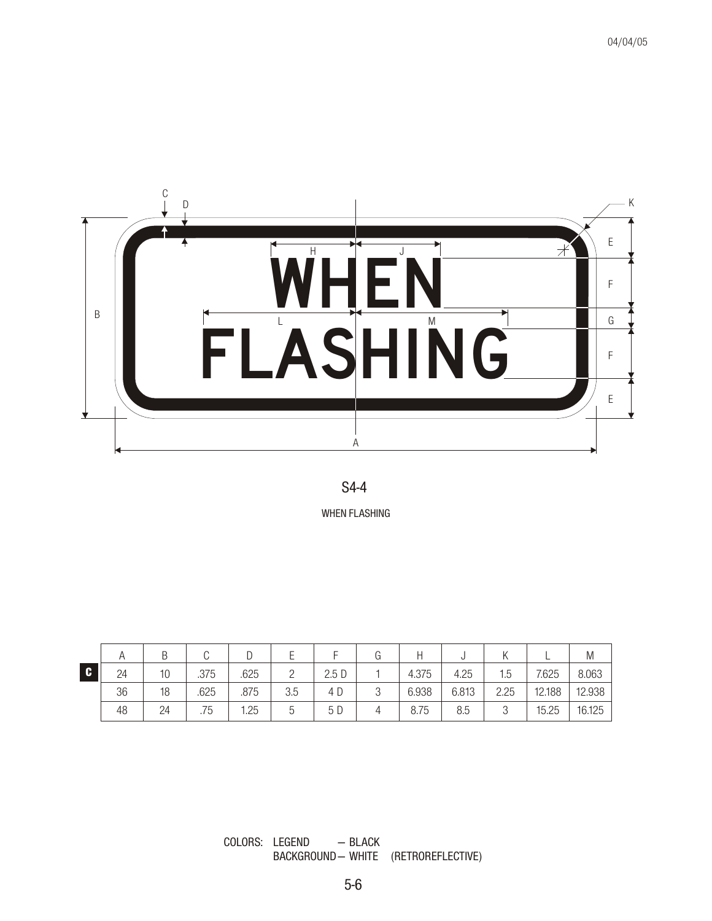WHEN

FLASHING

S4-4

WHEN FLASHING

| | A | B | C | D | E | F | G | H | J | K | L | M |
|---|---|---|---|---|---|---|---|---|---|---|---|---|
| C | 24 | 10 | .375 | .625 | 2 | 2.5 D | 1 | 4.375 | 4.25 | 1.5 | 7.625 | 8.063 |
| | 36 | 18 | .625 | .875 | 3.5 | 4 D | 3 | 6.938 | 6.813 | 2.25 | 12.188 | 12.938 |
| | 48 | 24 | .75 | 1.25 | 5 | 5 D | 4 | 8.75 | 8.5 | 3 | 15.25 | 16.125 |

COLORS: LEGEND — BLACK
BACKGROUND — WHITE (RETROREFLECTIVE)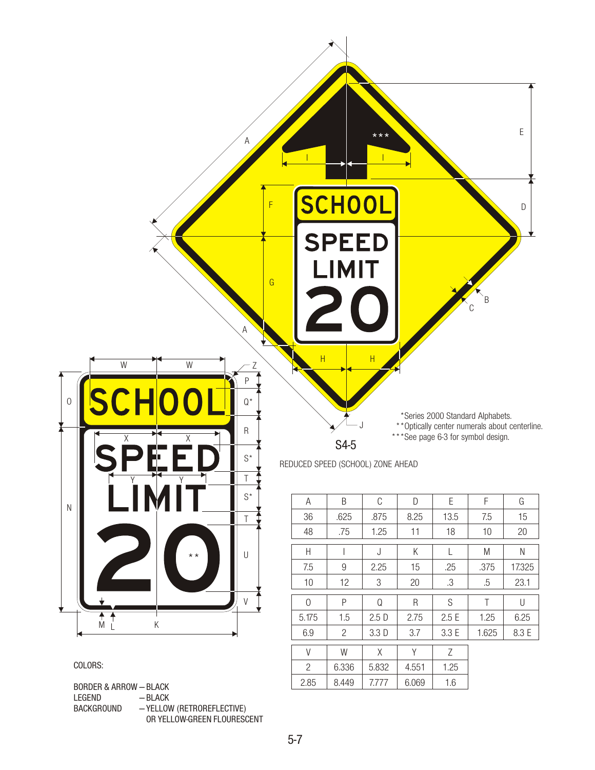*Series 2000 Standard Alphabets.
**Optically center numerals about centerline.
***See page 6-3 for symbol design.

S4-5

REDUCED SPEED (SCHOOL) ZONE AHEAD

| A | B | C | D | E | F | G |
|---|---|---|---|---|---|---|
| 36 | .625 | .875 | 8.25 | 13.5 | 7.5 | 15 |
| 48 | .75 | 1.25 | 11 | 18 | 10 | 20 |

| H | I | J | K | L | M | N |
|---|---|---|---|---|---|---|
| 7.5 | 9 | 2.25 | 15 | .25 | .375 | 17.325 |
| 10 | 12 | 3 | 20 | .3 | .5 | 23.1 |

| O | P | Q | R | S | T | U |
|---|---|---|---|---|---|---|
| 5.175 | 1.5 | 2.5 D | 2.75 | 2.5 E | 1.25 | 6.25 |
| 6.9 | 2 | 3.3 D | 3.7 | 3.3 E | 1.625 | 8.3 E |

| V | W | X | Y | Z |
|---|---|---|---|---|
| 2 | 6.336 | 5.832 | 4.551 | 1.25 |
| 2.85 | 8.449 | 7.777 | 6.069 | 1.6 |

COLORS:

BORDER & ARROW – BLACK
LEGEND – BLACK
BACKGROUND – YELLOW (RETROREFLECTIVE) OR YELLOW-GREEN FLOURESCENT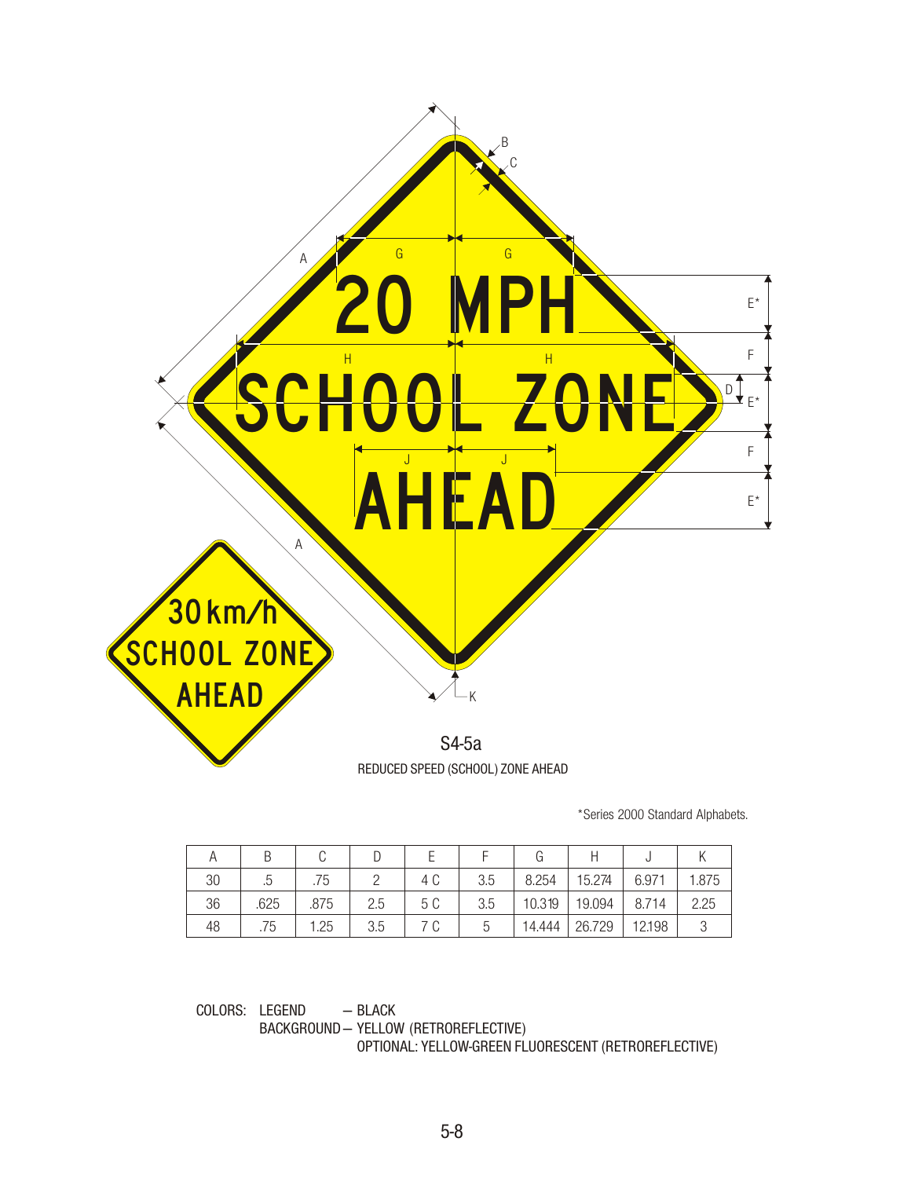S4-5a

REDUCED SPEED (SCHOOL) ZONE AHEAD

*Series 2000 Standard Alphabets.

| A | B | C | D | E | F | G | H | J | K |
|---|---|---|---|---|---|---|---|---|---|
| 30 | .5 | .75 | 2 | 4 C | 3.5 | 8.254 | 15.274 | 6.971 | 1.875 |
| 36 | .625 | .875 | 2.5 | 5 C | 3.5 | 10.319 | 19.094 | 8.714 | 2.25 |
| 48 | .75 | 1.25 | 3.5 | 7 C | 5 | 14.444 | 26.729 | 12.198 | 3 |

COLORS: LEGEND — BLACK

BACKGROUND — YELLOW (RETROREFLECTIVE)

OPTIONAL: YELLOW-GREEN FLUORESCENT (RETROREFLECTIVE)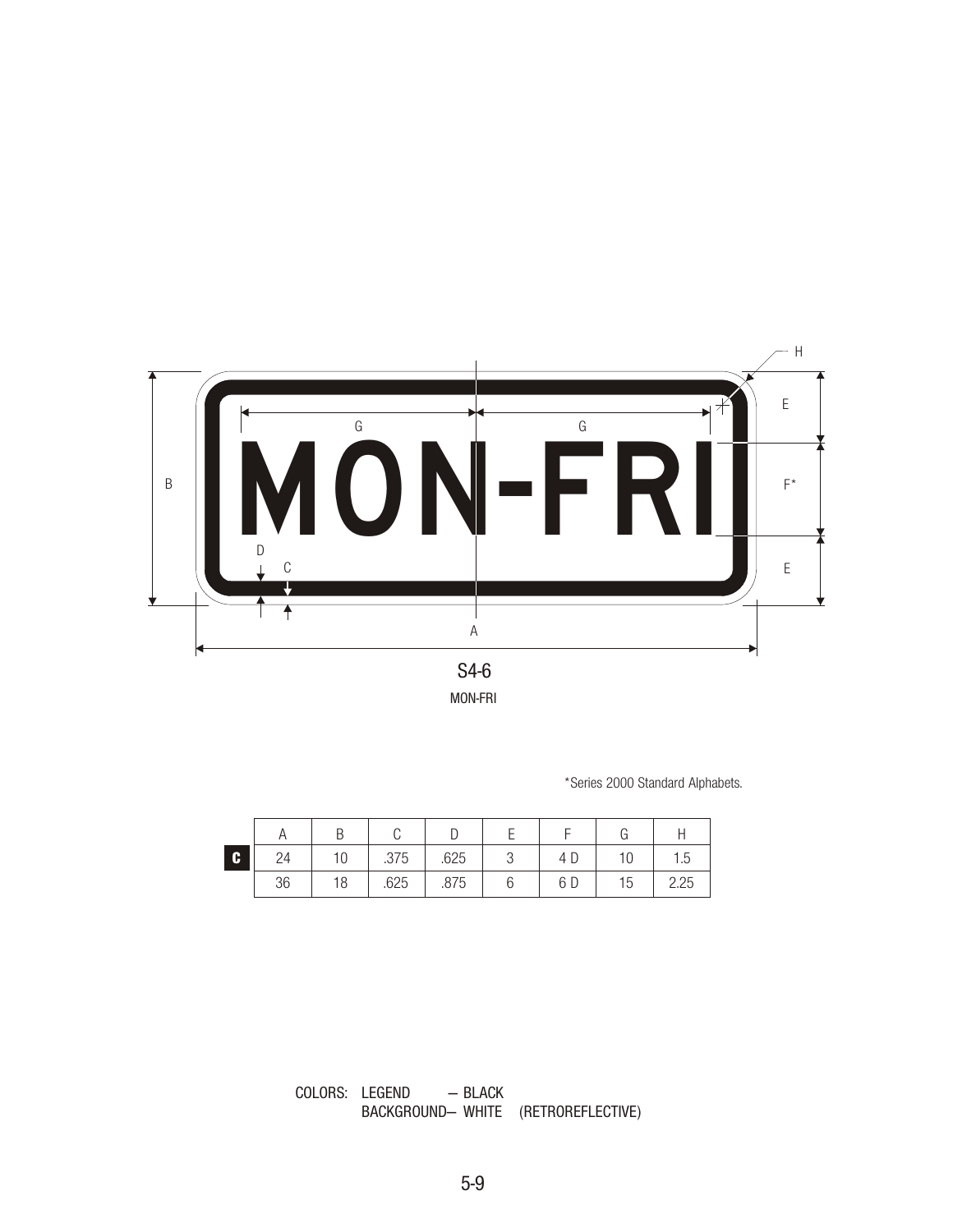MON-FRI

S4-6

MON-FRI

*Series 2000 Standard Alphabets.

| | A | B | C | D | E | F | G | H |
|---|---|---|---|---|---|---|---|---|
| C | 24 | 10 | .375 | .625 | 3 | 4 D | 10 | 1.5 |
| | 36 | 18 | .625 | .875 | 6 | 6 D | 15 | 2.25 |

COLORS: LEGEND — BLACK
BACKGROUND— WHITE (RETROREFLECTIVE)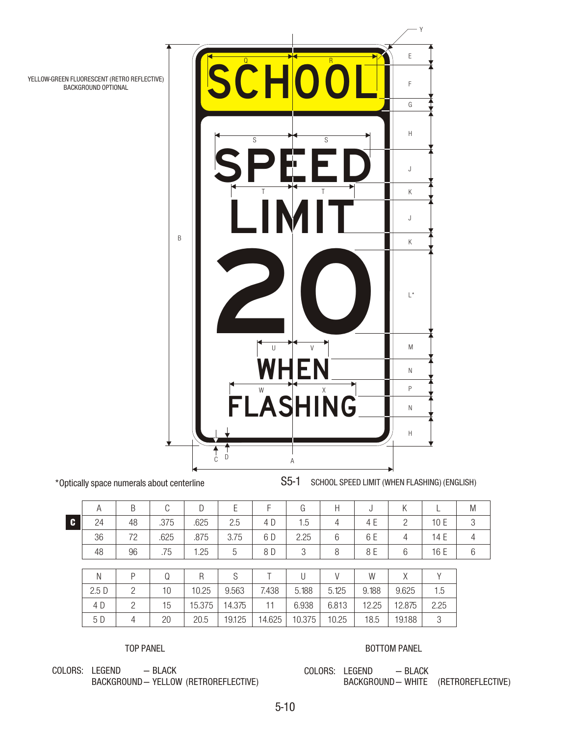YELLOW-GREEN FLUORESCENT (RETRO REFLECTIVE) BACKGROUND OPTIONAL

*Optically space numerals about centerline

S5-1 SCHOOL SPEED LIMIT (WHEN FLASHING) (ENGLISH)

| | A | B | C | D | E | F | G | H | J | K | L | M |
|---|---|---|---|---|---|---|---|---|---|---|---|---|
| C | 24 | 48 | .375 | .625 | 2.5 | 4 D | 1.5 | 4 | 4 E | 2 | 10 E | 3 |
| | 36 | 72 | .625 | .875 | 3.75 | 6 D | 2.25 | 6 | 6 E | 4 | 14 E | 4 |
| | 48 | 96 | .75 | 1.25 | 5 | 8 D | 3 | 8 | 8 E | 6 | 16 E | 6 |

| N | P | Q | R | S | T | U | V | W | X | Y |
|---|---|---|---|---|---|---|---|---|---|---|
| 2.5 D | 2 | 10 | 10.25 | 9.563 | 7.438 | 5.188 | 5.125 | 9.188 | 9.625 | 1.5 |
| 4 D | 2 | 15 | 15.375 | 14.375 | 11 | 6.938 | 6.813 | 12.25 | 12.875 | 2.25 |
| 5 D | 4 | 20 | 20.5 | 19.125 | 14.625 | 10.375 | 10.25 | 18.5 | 19.188 | 3 |

TOP PANEL

COLORS: LEGEND — BLACK
BACKGROUND — YELLOW (RETROREFLECTIVE)

BOTTOM PANEL

COLORS: LEGEND — BLACK
BACKGROUND — WHITE (RETROREFLECTIVE)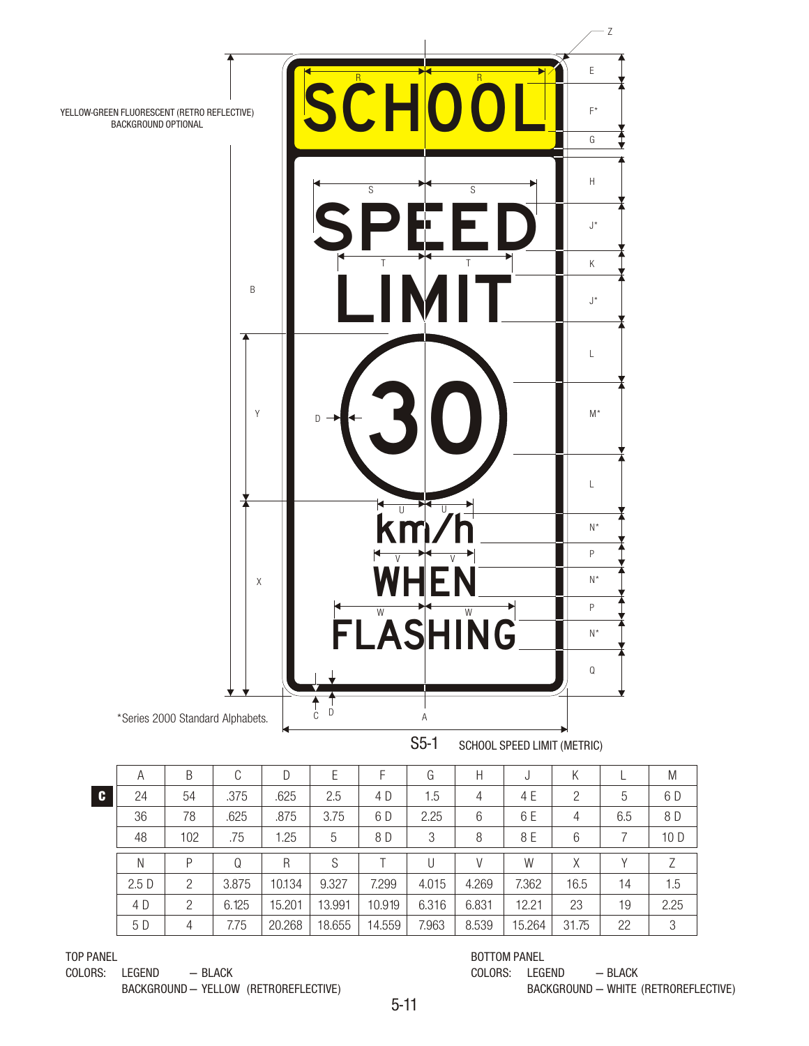YELLOW-GREEN FLUORESCENT (RETRO REFLECTIVE) BACKGROUND OPTIONAL

*Series 2000 Standard Alphabets.

S5-1 SCHOOL SPEED LIMIT (METRIC)

| A | B | C | D | E | F | G | H | J | K | L | M |
|---|---|---|---|---|---|---|---|---|---|---|---|
| 24 | 54 | .375 | .625 | 2.5 | 4 D | 1.5 | 4 | 4 E | 2 | 5 | 6 D |
| 36 | 78 | .625 | .875 | 3.75 | 6 D | 2.25 | 6 | 6 E | 4 | 6.5 | 8 D |
| 48 | 102 | .75 | 1.25 | 5 | 8 D | 3 | 8 | 8 E | 6 | 7 | 10 D |

| N | P | Q | R | S | T | U | V | W | X | Y | Z |
|---|---|---|---|---|---|---|---|---|---|---|---|
| 2.5 D | 2 | 3.875 | 10.134 | 9.327 | 7.299 | 4.015 | 4.269 | 7.362 | 16.5 | 14 | 1.5 |
| 4 D | 2 | 6.125 | 15.201 | 13.991 | 10.919 | 6.316 | 6.831 | 12.21 | 23 | 19 | 2.25 |
| 5 D | 4 | 7.75 | 20.268 | 18.655 | 14.559 | 7.963 | 8.539 | 15.264 | 31.75 | 22 | 3 |

TOP PANEL
COLORS: LEGEND — BLACK
BACKGROUND — YELLOW (RETROREFLECTIVE)

BOTTOM PANEL
COLORS: LEGEND — BLACK
BACKGROUND — WHITE (RETROREFLECTIVE)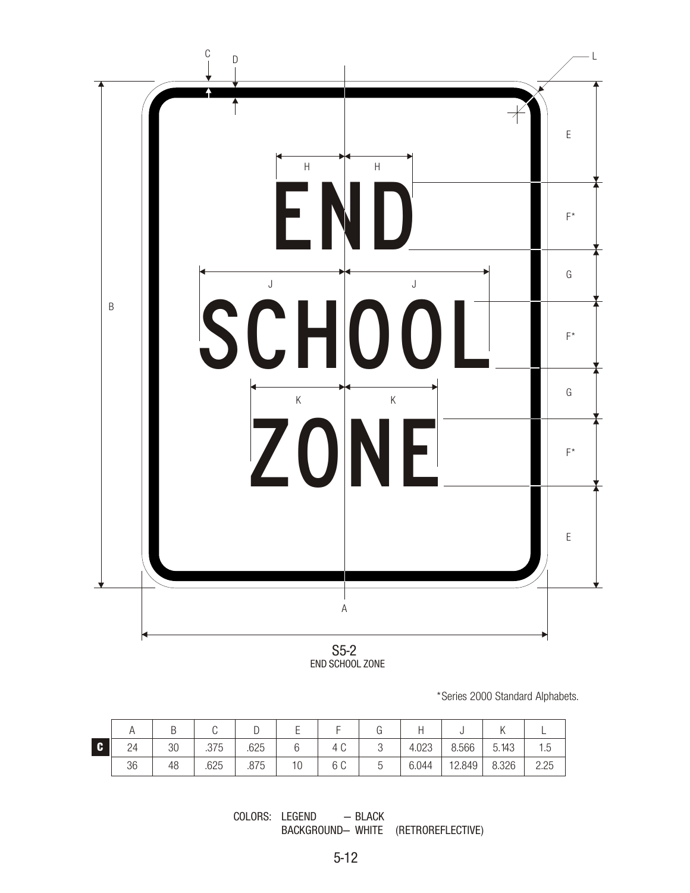S5-2
END SCHOOL ZONE

*Series 2000 Standard Alphabets.

| | A | B | C | D | E | F | G | H | J | K | L |
|---|---|---|---|---|---|---|---|---|---|---|---|
| C | 24 | 30 | .375 | .625 | 6 | 4 C | 3 | 4.023 | 8.566 | 5.143 | 1.5 |
| | 36 | 48 | .625 | .875 | 10 | 6 C | 5 | 6.044 | 12.849 | 8.326 | 2.25 |

COLORS: LEGEND — BLACK
BACKGROUND— WHITE (RETROREFLECTIVE)